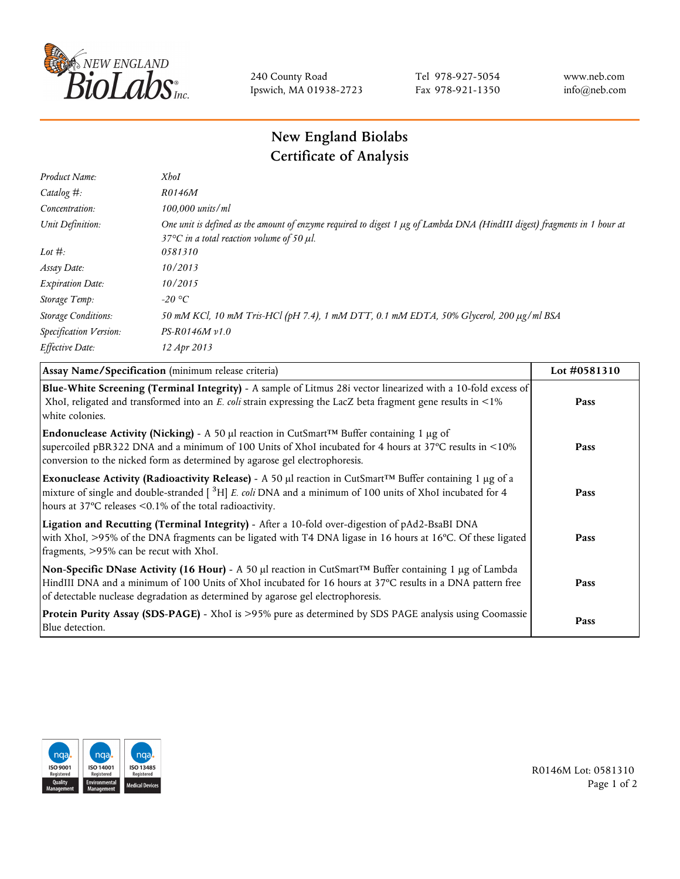240 County Road
Ipswich, MA 01938-2723

Tel 978-927-5054
Fax 978-921-1350

www.neb.com
info@neb.com

# New England Biolabs
# Certificate of Analysis

| | |
|---|---|
| *Product Name:* | *XhoI* |
| *Catalog #:* | *R0146M* |
| *Concentration:* | *100,000 units/ml* |
| *Unit Definition:* | *One unit is defined as the amount of enzyme required to digest 1 µg of Lambda DNA (HindIII digest) fragments in 1 hour at 37°C in a total reaction volume of 50 µl.* |
| *Lot #:* | *0581310* |
| *Assay Date:* | *10/2013* |
| *Expiration Date:* | *10/2015* |
| *Storage Temp:* | *-20 °C* |
| *Storage Conditions:* | *50 mM KCl, 10 mM Tris-HCl (pH 7.4), 1 mM DTT, 0.1 mM EDTA, 50% Glycerol, 200 µg/ml BSA* |
| *Specification Version:* | *PS-R0146M v1.0* |
| *Effective Date:* | *12 Apr 2013* |

| **Assay Name/Specification** (minimum release criteria) | **Lot #0581310** |
|---|---|
| **Blue-White Screening (Terminal Integrity)** - A sample of Litmus 28i vector linearized with a 10-fold excess of XhoI, religated and transformed into an *E. coli* strain expressing the LacZ beta fragment gene results in <1% white colonies. | **Pass** |
| **Endonuclease Activity (Nicking)** - A 50 µl reaction in CutSmart™ Buffer containing 1 µg of supercoiled pBR322 DNA and a minimum of 100 Units of XhoI incubated for 4 hours at 37°C results in <10% conversion to the nicked form as determined by agarose gel electrophoresis. | **Pass** |
| **Exonuclease Activity (Radioactivity Release)** - A 50 µl reaction in CutSmart™ Buffer containing 1 µg of a mixture of single and double-stranded [ $^{3}$H] *E. coli* DNA and a minimum of 100 units of XhoI incubated for 4 hours at 37°C releases <0.1% of the total radioactivity. | **Pass** |
| **Ligation and Recutting (Terminal Integrity)** - After a 10-fold over-digestion of pAd2-BsaBI DNA with XhoI, >95% of the DNA fragments can be ligated with T4 DNA ligase in 16 hours at 16°C. Of these ligated fragments, >95% can be recut with XhoI. | **Pass** |
| **Non-Specific DNase Activity (16 Hour)** - A 50 µl reaction in CutSmart™ Buffer containing 1 µg of Lambda HindIII DNA and a minimum of 100 Units of XhoI incubated for 16 hours at 37°C results in a DNA pattern free of detectable nuclease degradation as determined by agarose gel electrophoresis. | **Pass** |
| **Protein Purity Assay (SDS-PAGE)** - XhoI is >95% pure as determined by SDS PAGE analysis using Coomassie Blue detection. | **Pass** |

R0146M Lot: 0581310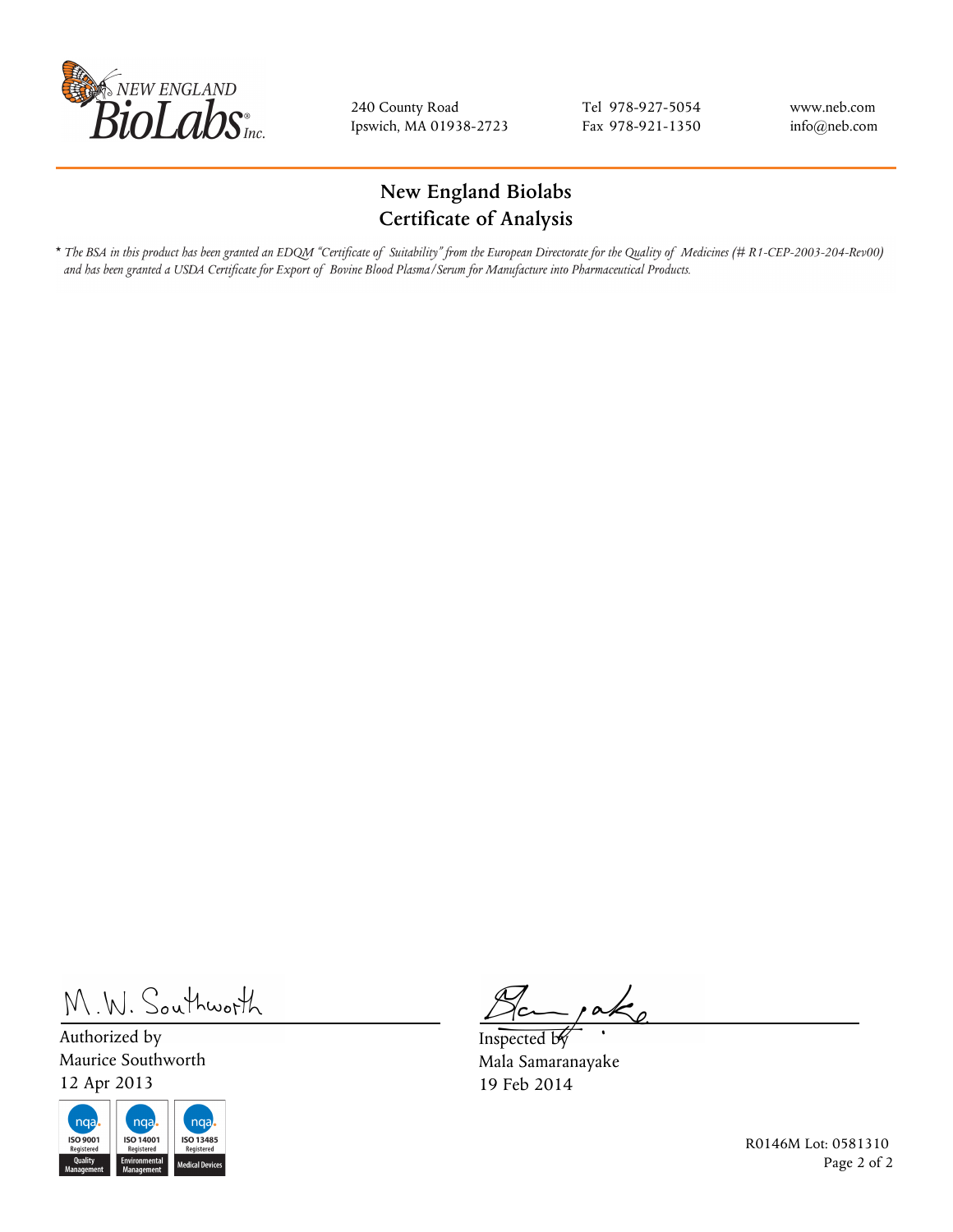240 County Road
Ipswich, MA 01938-2723

Tel 978-927-5054
Fax 978-921-1350

www.neb.com
info@neb.com

## New England Biolabs
## Certificate of Analysis

\* *The BSA in this product has been granted an EDQM "Certificate of Suitability" from the European Directorate for the Quality of Medicines (# R1-CEP-2003-204-Rev00) and has been granted a USDA Certificate for Export of Bovine Blood Plasma/Serum for Manufacture into Pharmaceutical Products.*

M.W. Southworth

Authorized by
Maurice Southworth
12 Apr 2013

Inspected by
Mala Samaranayake
19 Feb 2014

ISO 9001 Registered Quality Management | ISO 14001 Registered Environmental Management | ISO 13485 Registered Medical Devices

R0146M Lot: 0581310